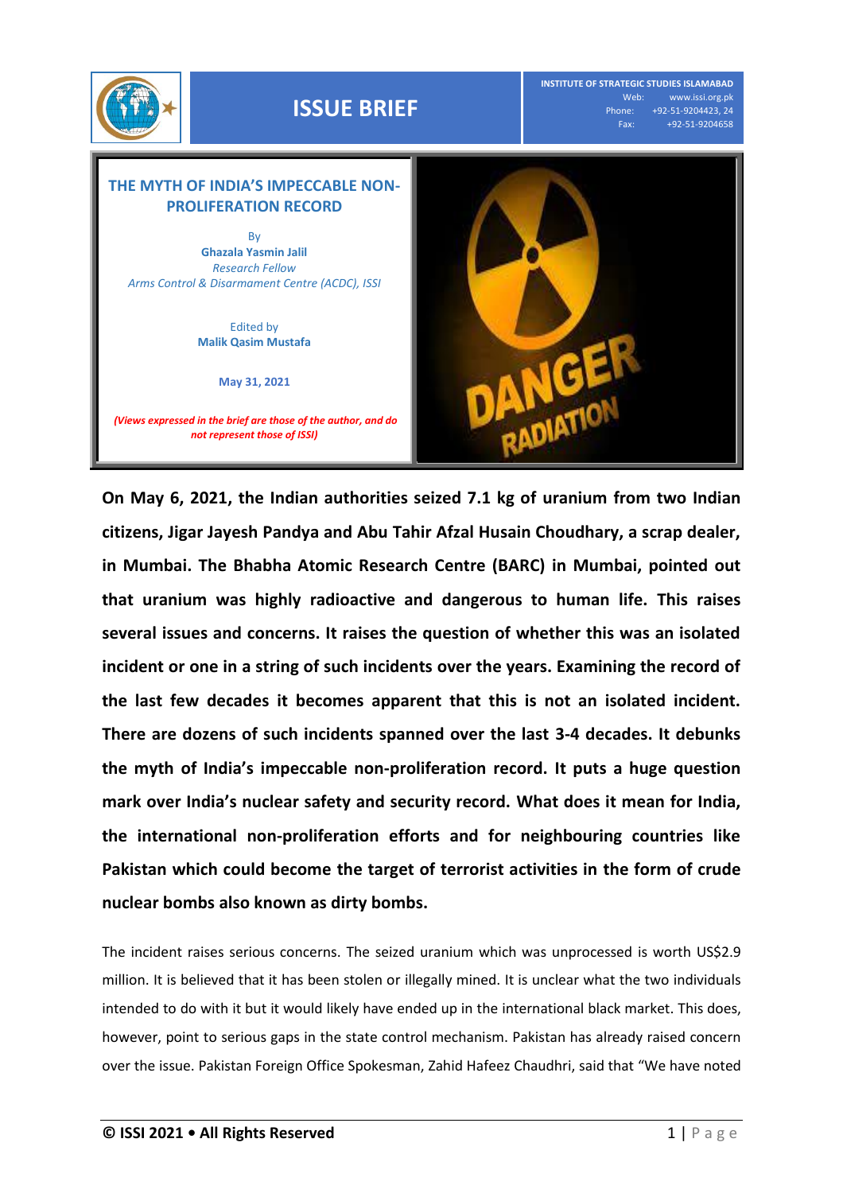ISSUE BRIEF

INSTITUTE OF STRATEGIC STUDIES ISLAMABAD
Web: www.issi.org.pk
Phone: +92-51-9204423, 24
Fax: +92-51-9204658

# THE MYTH OF INDIA'S IMPECCABLE NON-PROLIFERATION RECORD

By
**Ghazala Yasmin Jalil**
*Research Fellow*
*Arms Control & Disarmament Centre (ACDC), ISSI*

Edited by
**Malik Qasim Mustafa**

**May 31, 2021**

***(Views expressed in the brief are those of the author, and do not represent those of ISSI)***

**On May 6, 2021, the Indian authorities seized 7.1 kg of uranium from two Indian citizens, Jigar Jayesh Pandya and Abu Tahir Afzal Husain Choudhary, a scrap dealer, in Mumbai. The Bhabha Atomic Research Centre (BARC) in Mumbai, pointed out that uranium was highly radioactive and dangerous to human life. This raises several issues and concerns. It raises the question of whether this was an isolated incident or one in a string of such incidents over the years. Examining the record of the last few decades it becomes apparent that this is not an isolated incident. There are dozens of such incidents spanned over the last 3-4 decades. It debunks the myth of India's impeccable non-proliferation record. It puts a huge question mark over India's nuclear safety and security record. What does it mean for India, the international non-proliferation efforts and for neighbouring countries like Pakistan which could become the target of terrorist activities in the form of crude nuclear bombs also known as dirty bombs.**

The incident raises serious concerns. The seized uranium which was unprocessed is worth US$2.9 million. It is believed that it has been stolen or illegally mined. It is unclear what the two individuals intended to do with it but it would likely have ended up in the international black market. This does, however, point to serious gaps in the state control mechanism. Pakistan has already raised concern over the issue. Pakistan Foreign Office Spokesman, Zahid Hafeez Chaudhri, said that "We have noted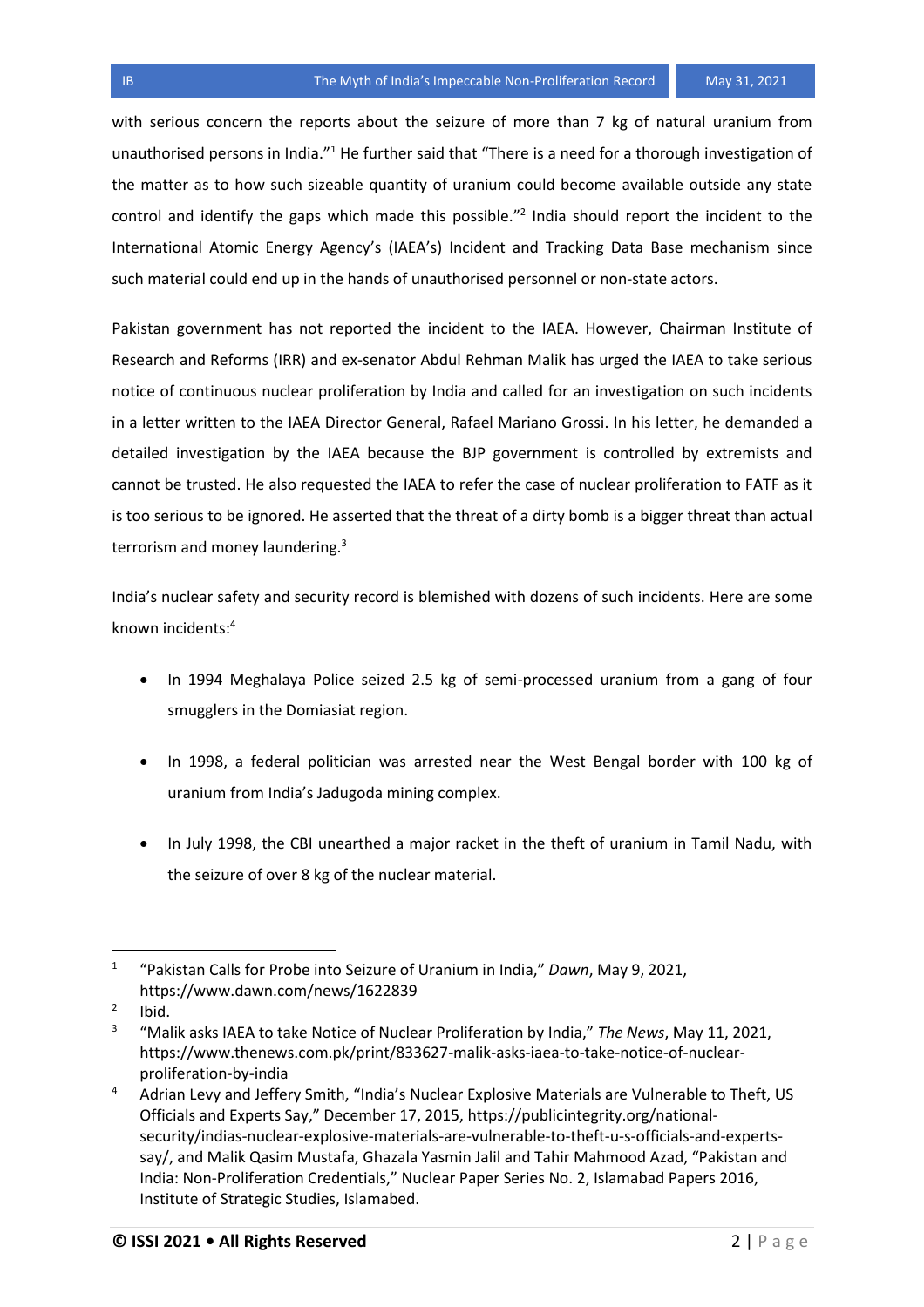with serious concern the reports about the seizure of more than 7 kg of natural uranium from unauthorised persons in India."[1] He further said that "There is a need for a thorough investigation of the matter as to how such sizeable quantity of uranium could become available outside any state control and identify the gaps which made this possible."[2] India should report the incident to the International Atomic Energy Agency's (IAEA's) Incident and Tracking Data Base mechanism since such material could end up in the hands of unauthorised personnel or non-state actors.

Pakistan government has not reported the incident to the IAEA. However, Chairman Institute of Research and Reforms (IRR) and ex-senator Abdul Rehman Malik has urged the IAEA to take serious notice of continuous nuclear proliferation by India and called for an investigation on such incidents in a letter written to the IAEA Director General, Rafael Mariano Grossi. In his letter, he demanded a detailed investigation by the IAEA because the BJP government is controlled by extremists and cannot be trusted. He also requested the IAEA to refer the case of nuclear proliferation to FATF as it is too serious to be ignored. He asserted that the threat of a dirty bomb is a bigger threat than actual terrorism and money laundering.[3]

India's nuclear safety and security record is blemished with dozens of such incidents. Here are some known incidents:[4]

- In 1994 Meghalaya Police seized 2.5 kg of semi-processed uranium from a gang of four smugglers in the Domiasiat region.
- In 1998, a federal politician was arrested near the West Bengal border with 100 kg of uranium from India's Jadugoda mining complex.
- In July 1998, the CBI unearthed a major racket in the theft of uranium in Tamil Nadu, with the seizure of over 8 kg of the nuclear material.

---

[1] "Pakistan Calls for Probe into Seizure of Uranium in India," *Dawn*, May 9, 2021, https://www.dawn.com/news/1622839

[2] Ibid.

[3] "Malik asks IAEA to take Notice of Nuclear Proliferation by India," *The News*, May 11, 2021, https://www.thenews.com.pk/print/833627-malik-asks-iaea-to-take-notice-of-nuclear-proliferation-by-india

[4] Adrian Levy and Jeffery Smith, "India's Nuclear Explosive Materials are Vulnerable to Theft, US Officials and Experts Say," December 17, 2015, https://publicintegrity.org/national-security/indias-nuclear-explosive-materials-are-vulnerable-to-theft-u-s-officials-and-experts-say/, and Malik Qasim Mustafa, Ghazala Yasmin Jalil and Tahir Mahmood Azad, "Pakistan and India: Non-Proliferation Credentials," Nuclear Paper Series No. 2, Islamabad Papers 2016, Institute of Strategic Studies, Islamabad.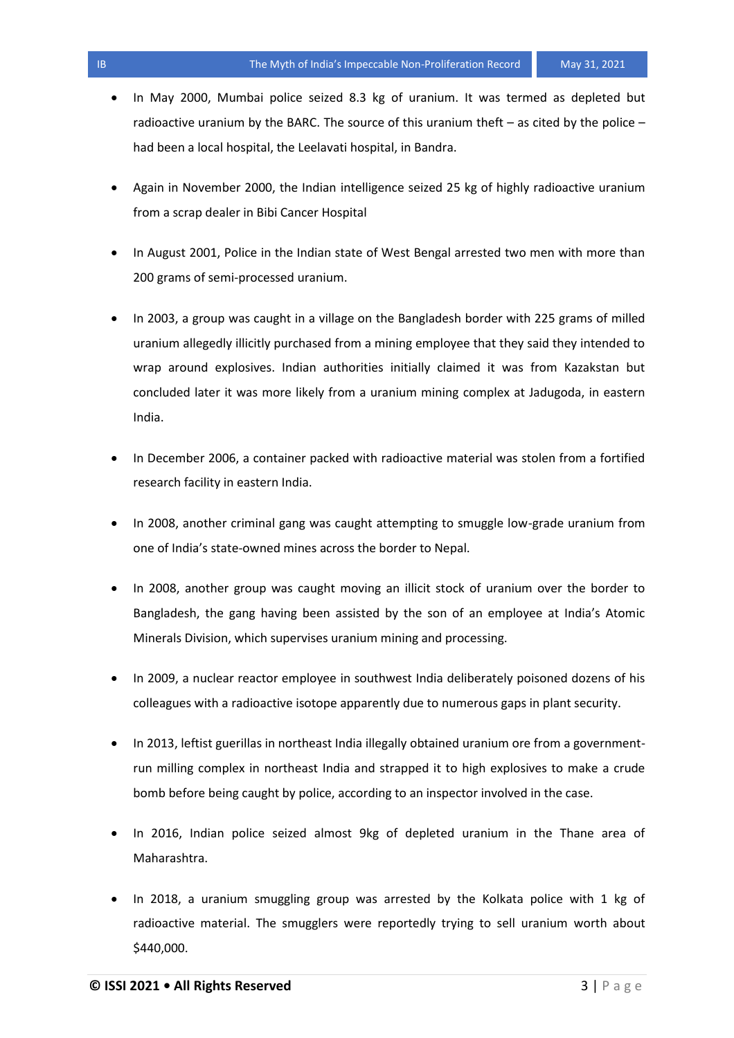- In May 2000, Mumbai police seized 8.3 kg of uranium. It was termed as depleted but radioactive uranium by the BARC. The source of this uranium theft – as cited by the police – had been a local hospital, the Leelavati hospital, in Bandra.

- Again in November 2000, the Indian intelligence seized 25 kg of highly radioactive uranium from a scrap dealer in Bibi Cancer Hospital

- In August 2001, Police in the Indian state of West Bengal arrested two men with more than 200 grams of semi-processed uranium.

- In 2003, a group was caught in a village on the Bangladesh border with 225 grams of milled uranium allegedly illicitly purchased from a mining employee that they said they intended to wrap around explosives. Indian authorities initially claimed it was from Kazakstan but concluded later it was more likely from a uranium mining complex at Jadugoda, in eastern India.

- In December 2006, a container packed with radioactive material was stolen from a fortified research facility in eastern India.

- In 2008, another criminal gang was caught attempting to smuggle low-grade uranium from one of India's state-owned mines across the border to Nepal.

- In 2008, another group was caught moving an illicit stock of uranium over the border to Bangladesh, the gang having been assisted by the son of an employee at India's Atomic Minerals Division, which supervises uranium mining and processing.

- In 2009, a nuclear reactor employee in southwest India deliberately poisoned dozens of his colleagues with a radioactive isotope apparently due to numerous gaps in plant security.

- In 2013, leftist guerillas in northeast India illegally obtained uranium ore from a government-run milling complex in northeast India and strapped it to high explosives to make a crude bomb before being caught by police, according to an inspector involved in the case.

- In 2016, Indian police seized almost 9kg of depleted uranium in the Thane area of Maharashtra.

- In 2018, a uranium smuggling group was arrested by the Kolkata police with 1 kg of radioactive material. The smugglers were reportedly trying to sell uranium worth about $440,000.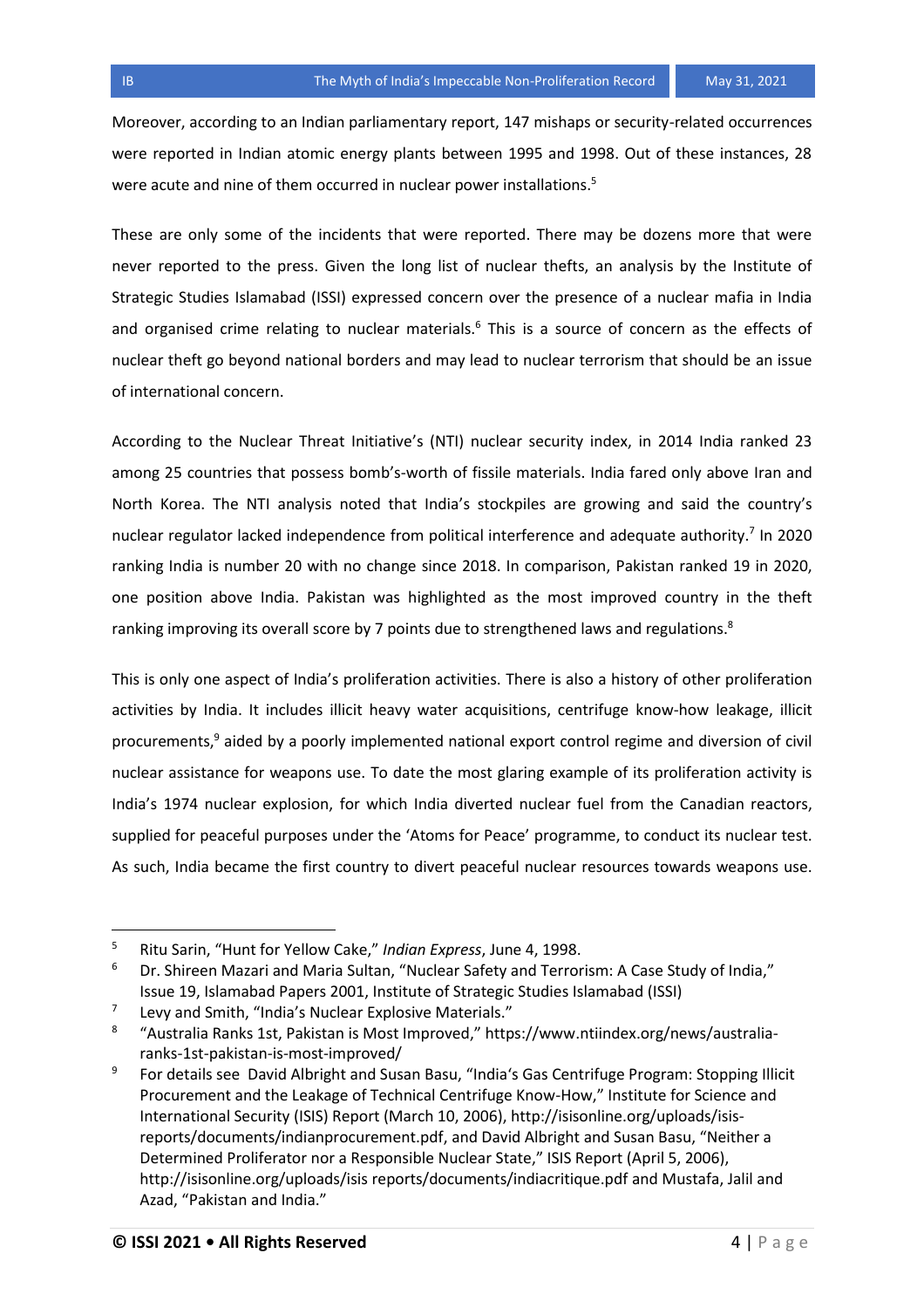Moreover, according to an Indian parliamentary report, 147 mishaps or security-related occurrences were reported in Indian atomic energy plants between 1995 and 1998. Out of these instances, 28 were acute and nine of them occurred in nuclear power installations.[5]

These are only some of the incidents that were reported. There may be dozens more that were never reported to the press. Given the long list of nuclear thefts, an analysis by the Institute of Strategic Studies Islamabad (ISSI) expressed concern over the presence of a nuclear mafia in India and organised crime relating to nuclear materials.[6] This is a source of concern as the effects of nuclear theft go beyond national borders and may lead to nuclear terrorism that should be an issue of international concern.

According to the Nuclear Threat Initiative's (NTI) nuclear security index, in 2014 India ranked 23 among 25 countries that possess bomb's-worth of fissile materials. India fared only above Iran and North Korea. The NTI analysis noted that India's stockpiles are growing and said the country's nuclear regulator lacked independence from political interference and adequate authority.[7] In 2020 ranking India is number 20 with no change since 2018. In comparison, Pakistan ranked 19 in 2020, one position above India. Pakistan was highlighted as the most improved country in the theft ranking improving its overall score by 7 points due to strengthened laws and regulations.[8]

This is only one aspect of India's proliferation activities. There is also a history of other proliferation activities by India. It includes illicit heavy water acquisitions, centrifuge know-how leakage, illicit procurements,[9] aided by a poorly implemented national export control regime and diversion of civil nuclear assistance for weapons use. To date the most glaring example of its proliferation activity is India's 1974 nuclear explosion, for which India diverted nuclear fuel from the Canadian reactors, supplied for peaceful purposes under the 'Atoms for Peace' programme, to conduct its nuclear test. As such, India became the first country to divert peaceful nuclear resources towards weapons use.

---

[5] Ritu Sarin, "Hunt for Yellow Cake," *Indian Express*, June 4, 1998.

[6] Dr. Shireen Mazari and Maria Sultan, "Nuclear Safety and Terrorism: A Case Study of India," Issue 19, Islamabad Papers 2001, Institute of Strategic Studies Islamabad (ISSI)

[7] Levy and Smith, "India's Nuclear Explosive Materials."

[8] "Australia Ranks 1st, Pakistan is Most Improved," https://www.ntiindex.org/news/australia-ranks-1st-pakistan-is-most-improved/

[9] For details see David Albright and Susan Basu, "India's Gas Centrifuge Program: Stopping Illicit Procurement and the Leakage of Technical Centrifuge Know-How," Institute for Science and International Security (ISIS) Report (March 10, 2006), http://isisonline.org/uploads/isis-reports/documents/indianprocurement.pdf, and David Albright and Susan Basu, "Neither a Determined Proliferator nor a Responsible Nuclear State," ISIS Report (April 5, 2006), http://isisonline.org/uploads/isis reports/documents/indiacritique.pdf and Mustafa, Jalil and Azad, "Pakistan and India."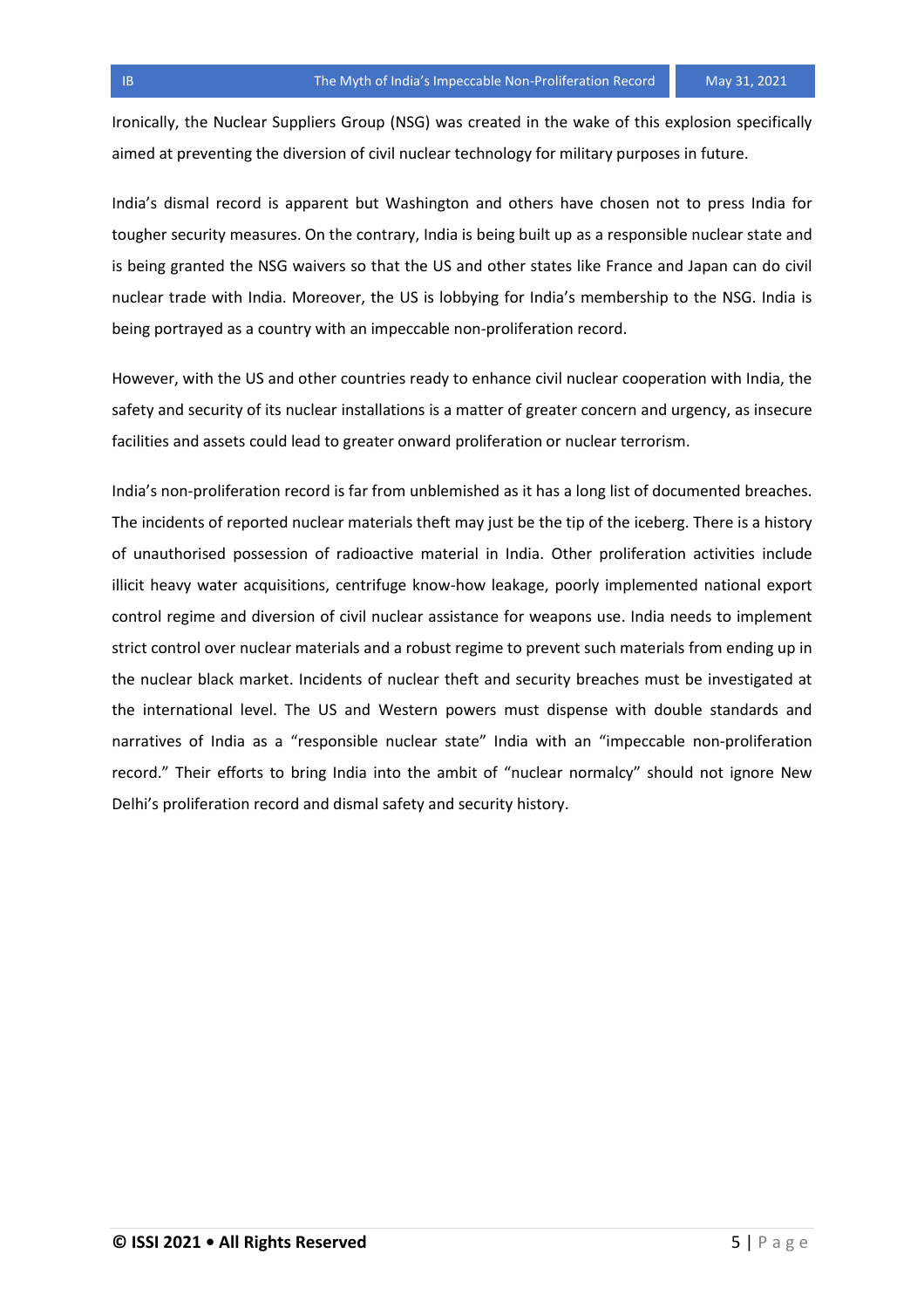Ironically, the Nuclear Suppliers Group (NSG) was created in the wake of this explosion specifically aimed at preventing the diversion of civil nuclear technology for military purposes in future.

India's dismal record is apparent but Washington and others have chosen not to press India for tougher security measures. On the contrary, India is being built up as a responsible nuclear state and is being granted the NSG waivers so that the US and other states like France and Japan can do civil nuclear trade with India. Moreover, the US is lobbying for India's membership to the NSG. India is being portrayed as a country with an impeccable non-proliferation record.

However, with the US and other countries ready to enhance civil nuclear cooperation with India, the safety and security of its nuclear installations is a matter of greater concern and urgency, as insecure facilities and assets could lead to greater onward proliferation or nuclear terrorism.

India's non-proliferation record is far from unblemished as it has a long list of documented breaches. The incidents of reported nuclear materials theft may just be the tip of the iceberg. There is a history of unauthorised possession of radioactive material in India. Other proliferation activities include illicit heavy water acquisitions, centrifuge know-how leakage, poorly implemented national export control regime and diversion of civil nuclear assistance for weapons use. India needs to implement strict control over nuclear materials and a robust regime to prevent such materials from ending up in the nuclear black market. Incidents of nuclear theft and security breaches must be investigated at the international level. The US and Western powers must dispense with double standards and narratives of India as a "responsible nuclear state" India with an "impeccable non-proliferation record." Their efforts to bring India into the ambit of "nuclear normalcy" should not ignore New Delhi's proliferation record and dismal safety and security history.